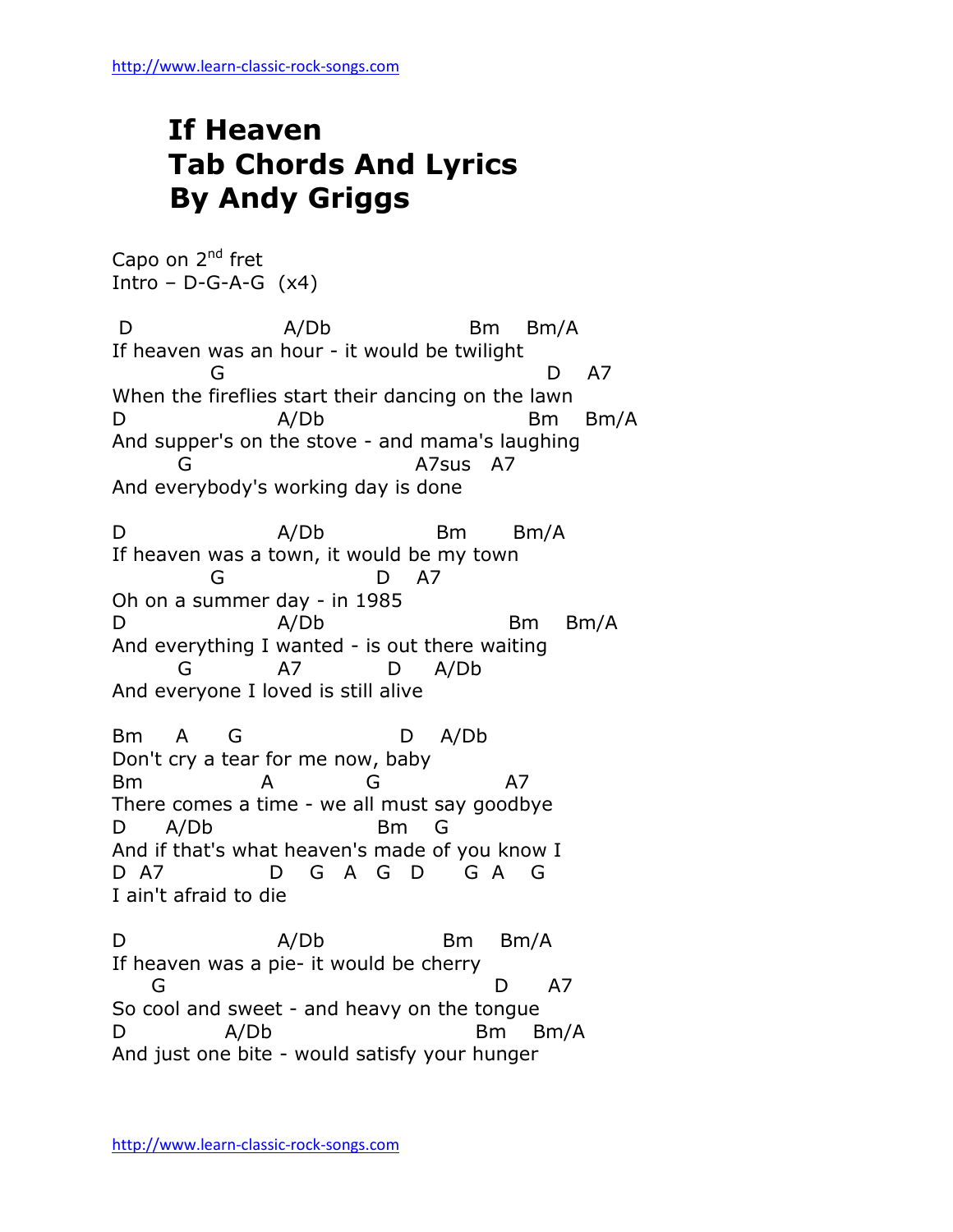# If Heaven
# Tab Chords And Lyrics
# By Andy Griggs

Capo on 2nd fret
Intro – D-G-A-G (x4)

```
 D                  A/Db                    Bm    Bm/A
If heaven was an hour - it would be twilight
           G                                        D    A7
When the fireflies start their dancing on the lawn
D                   A/Db                        Bm     Bm/A
And supper's on the stove - and mama's laughing
        G                               A7sus   A7
And everybody's working day is done

D                   A/Db                Bm       Bm/A
If heaven was a town, it would be my town
           G                     D    A7
Oh on a summer day - in 1985
D                   A/Db                          Bm    Bm/A
And everything I wanted - is out there waiting
        G           A7          D     A/Db
And everyone I loved is still alive

Bm     A     G                    D    A/Db
Don't cry a tear for me now, baby
Bm              A           G               A7
There comes a time - we all must say goodbye
D      A/Db                 Bm    G
And if that's what heaven's made of you know I
D  A7             D    G   A   G   D     G  A    G
I ain't afraid to die

D                   A/Db                Bm    Bm/A
If heaven was a pie- it would be cherry
     G                                    D     A7
So cool and sweet - and heavy on the tongue
D            A/Db                         Bm    Bm/A
And just one bite - would satisfy your hunger
```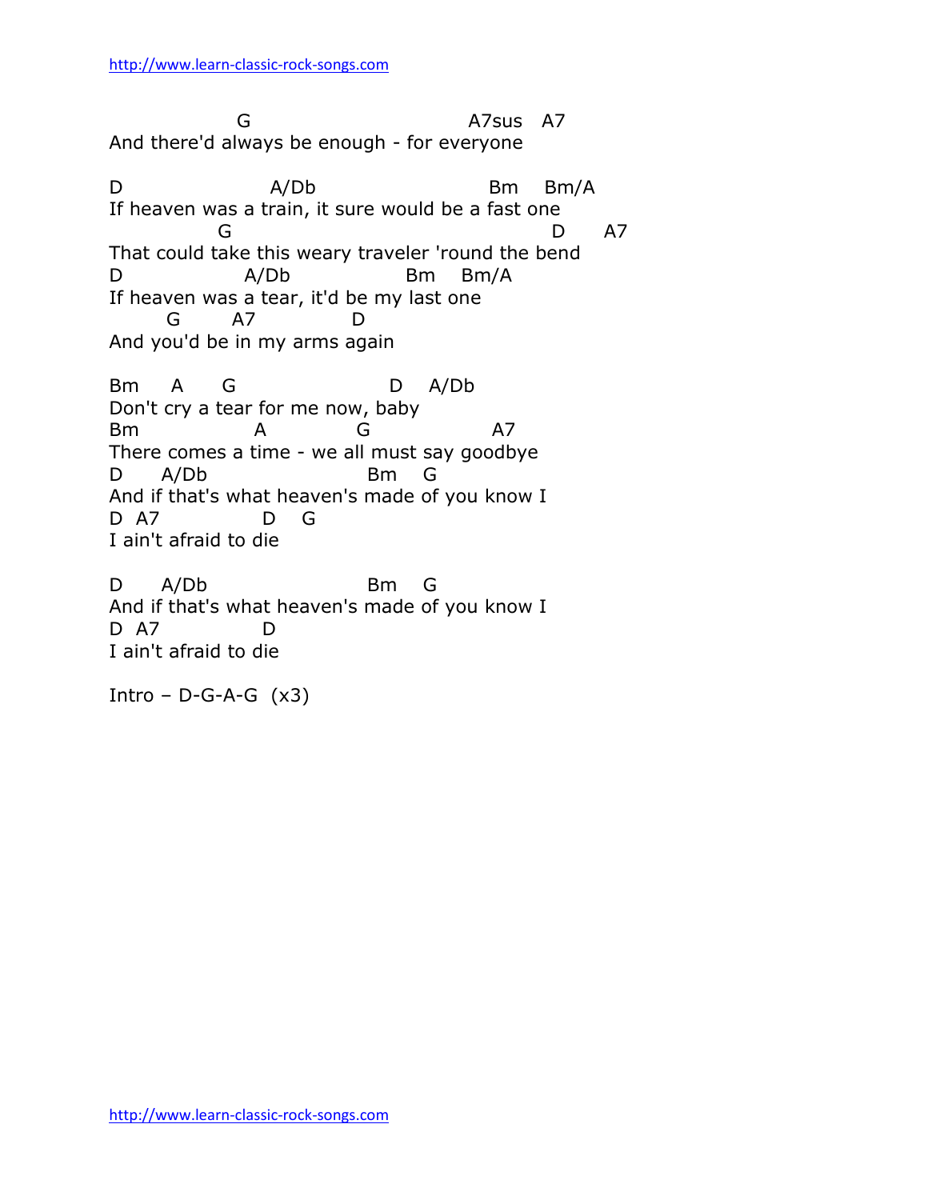```
                G                                A7sus   A7
And there'd always be enough - for everyone

D                  A/Db                          Bm     Bm/A
If heaven was a train, it sure would be a fast one
              G                                      D       A7
That could take this weary traveler 'round the bend
D                A/Db                   Bm     Bm/A
If heaven was a tear, it'd be my last one
        G        A7              D
And you'd be in my arms again

Bm     A     G                     D    A/Db
Don't cry a tear for me now, baby
Bm               A           G                A7
There comes a time - we all must say goodbye
D      A/Db                    Bm     G
And if that's what heaven's made of you know I
D  A7              D    G
I ain't afraid to die

D      A/Db                    Bm     G
And if that's what heaven's made of you know I
D  A7              D
I ain't afraid to die

Intro – D-G-A-G  (x3)
```